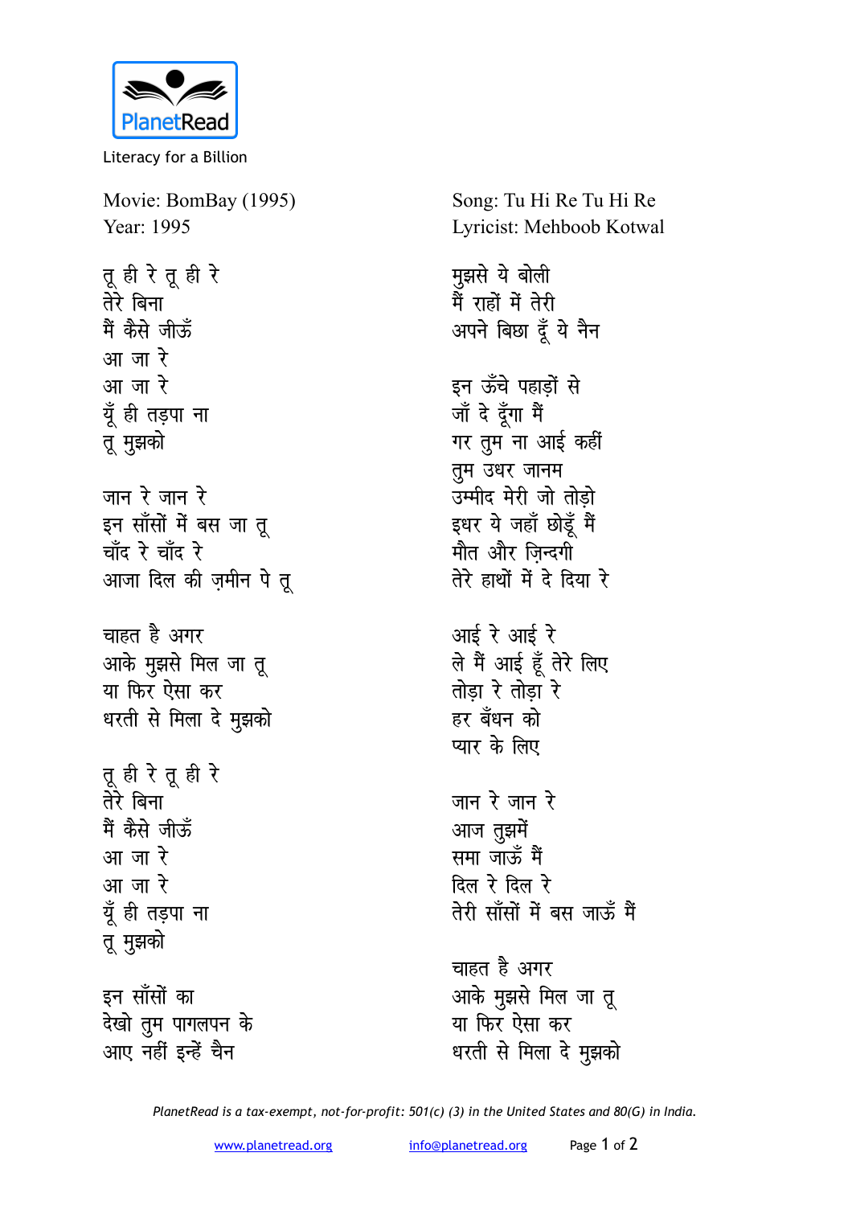PlanetRead

Literacy for a Billion

Movie: BomBay (1995)
Year: 1995

Song: Tu Hi Re Tu Hi Re
Lyricist: Mehboob Kotwal

तू ही रे तू ही रे
तेरे बिना
मैं कैसे जीऊँ
आ जा रे
आ जा रे
यूँ ही तड़पा ना
तू मुझको

जान रे जान रे
इन साँसों में बस जा तू
चाँद रे चाँद रे
आजा दिल की ज़मीन पे तू

चाहत है अगर
आके मुझसे मिल जा तू
या फिर ऐसा कर
धरती से मिला दे मुझको

तू ही रे तू ही रे
तेरे बिना
मैं कैसे जीऊँ
आ जा रे
आ जा रे
यूँ ही तड़पा ना
तू मुझको

इन साँसों का
देखो तुम पागलपन के
आए नहीं इन्हें चैन

मुझसे ये बोली
मैं राहों में तेरी
अपने बिछा दूँ ये नैन

इन ऊँचे पहाड़ों से
जाँ दे दूँगा मैं
गर तुम ना आई कहीं
तुम उधर जानम
उम्मीद मेरी जो तोड़ो
इधर ये जहाँ छोड़ूँ मैं
मौत और ज़िन्दगी
तेरे हाथों में दे दिया रे

आई रे आई रे
ले मैं आई हूँ तेरे लिए
तोड़ा रे तोड़ा रे
हर बँधन को
प्यार के लिए

जान रे जान रे
आज तुझमें
समा जाऊँ मैं
दिल रे दिल रे
तेरी साँसों में बस जाऊँ मैं

चाहत है अगर
आके मुझसे मिल जा तू
या फिर ऐसा कर
धरती से मिला दे मुझको

*PlanetRead is a tax-exempt, not-for-profit: 501(c) (3) in the United States and 80(G) in India.*

www.planetread.org info@planetread.org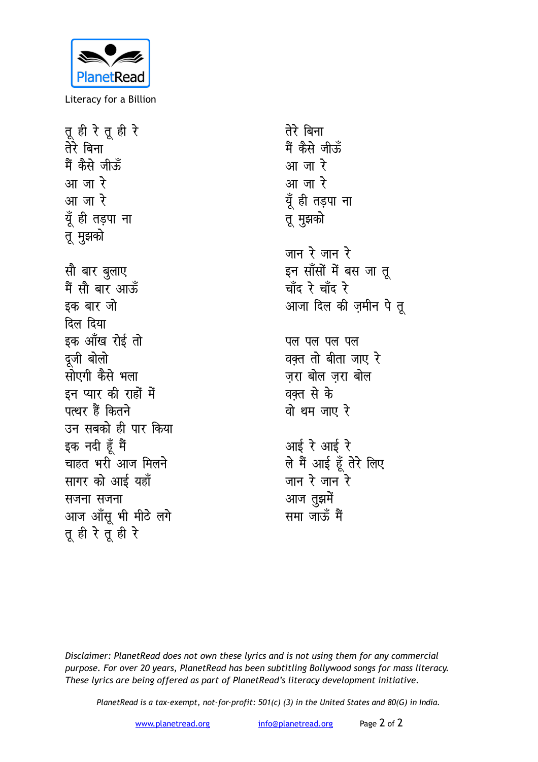PlanetRead

Literacy for a Billion

तू ही रे तू ही रे
तेरे बिना
मैं कैसे जीऊँ
आ जा रे
आ जा रे
यूँ ही तड़पा ना
तू मुझको

सौ बार बुलाए
मैं सौ बार आऊँ
इक बार जो
दिल दिया
इक आँख रोई तो
दूजी बोलो
सोएगी कैसे भला
इन प्यार की राहों में
पत्थर हैं कितने
उन सबको ही पार किया
इक नदी हूँ मैं
चाहत भरी आज मिलने
सागर को आई यहाँ
सजना सजना
आज आँसू भी मीठे लगे
तू ही रे तू ही रे

तेरे बिना
मैं कैसे जीऊँ
आ जा रे
आ जा रे
यूँ ही तड़पा ना
तू मुझको

जान रे जान रे
इन साँसों में बस जा तू
चाँद रे चाँद रे
आजा दिल की ज़मीन पे तू

पल पल पल पल
वक़्त तो बीता जाए रे
ज़रा बोल ज़रा बोल
वक़्त से के
वो थम जाए रे

आई रे आई रे
ले मैं आई हूँ तेरे लिए
जान रे जान रे
आज तुझमें
समा जाऊँ मैं

*Disclaimer: PlanetRead does not own these lyrics and is not using them for any commercial purpose. For over 20 years, PlanetRead has been subtitling Bollywood songs for mass literacy. These lyrics are being offered as part of PlanetRead's literacy development initiative.*

*PlanetRead is a tax-exempt, not-for-profit: 501(c) (3) in the United States and 80(G) in India.*

www.planetread.org    info@planetread.org